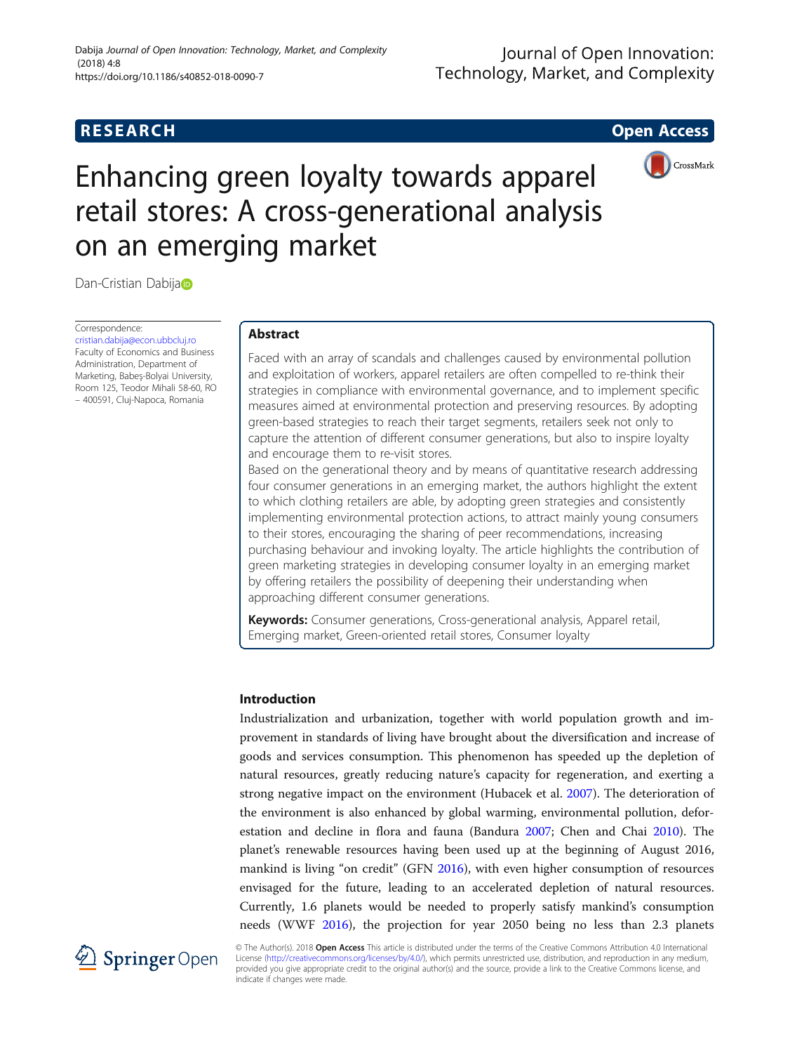RESEARCH

Open Access

# Enhancing green loyalty towards apparel retail stores: A cross-generational analysis on an emerging market

Dan-Cristian Dabija

Correspondence:
cristian.dabija@econ.ubbcluj.ro
Faculty of Economics and Business Administration, Department of Marketing, Babeş-Bolyai University, Room 125, Teodor Mihali 58-60, RO – 400591, Cluj-Napoca, Romania

## Abstract

Faced with an array of scandals and challenges caused by environmental pollution and exploitation of workers, apparel retailers are often compelled to re-think their strategies in compliance with environmental governance, and to implement specific measures aimed at environmental protection and preserving resources. By adopting green-based strategies to reach their target segments, retailers seek not only to capture the attention of different consumer generations, but also to inspire loyalty and encourage them to re-visit stores.

Based on the generational theory and by means of quantitative research addressing four consumer generations in an emerging market, the authors highlight the extent to which clothing retailers are able, by adopting green strategies and consistently implementing environmental protection actions, to attract mainly young consumers to their stores, encouraging the sharing of peer recommendations, increasing purchasing behaviour and invoking loyalty. The article highlights the contribution of green marketing strategies in developing consumer loyalty in an emerging market by offering retailers the possibility of deepening their understanding when approaching different consumer generations.

**Keywords:** Consumer generations, Cross-generational analysis, Apparel retail, Emerging market, Green-oriented retail stores, Consumer loyalty

## Introduction

Industrialization and urbanization, together with world population growth and improvement in standards of living have brought about the diversification and increase of goods and services consumption. This phenomenon has speeded up the depletion of natural resources, greatly reducing nature's capacity for regeneration, and exerting a strong negative impact on the environment (Hubacek et al. 2007). The deterioration of the environment is also enhanced by global warming, environmental pollution, deforestation and decline in flora and fauna (Bandura 2007; Chen and Chai 2010). The planet's renewable resources having been used up at the beginning of August 2016, mankind is living "on credit" (GFN 2016), with even higher consumption of resources envisaged for the future, leading to an accelerated depletion of natural resources. Currently, 1.6 planets would be needed to properly satisfy mankind's consumption needs (WWF 2016), the projection for year 2050 being no less than 2.3 planets

© The Author(s). 2018 **Open Access** This article is distributed under the terms of the Creative Commons Attribution 4.0 International License (http://creativecommons.org/licenses/by/4.0/), which permits unrestricted use, distribution, and reproduction in any medium, provided you give appropriate credit to the original author(s) and the source, provide a link to the Creative Commons license, and indicate if changes were made.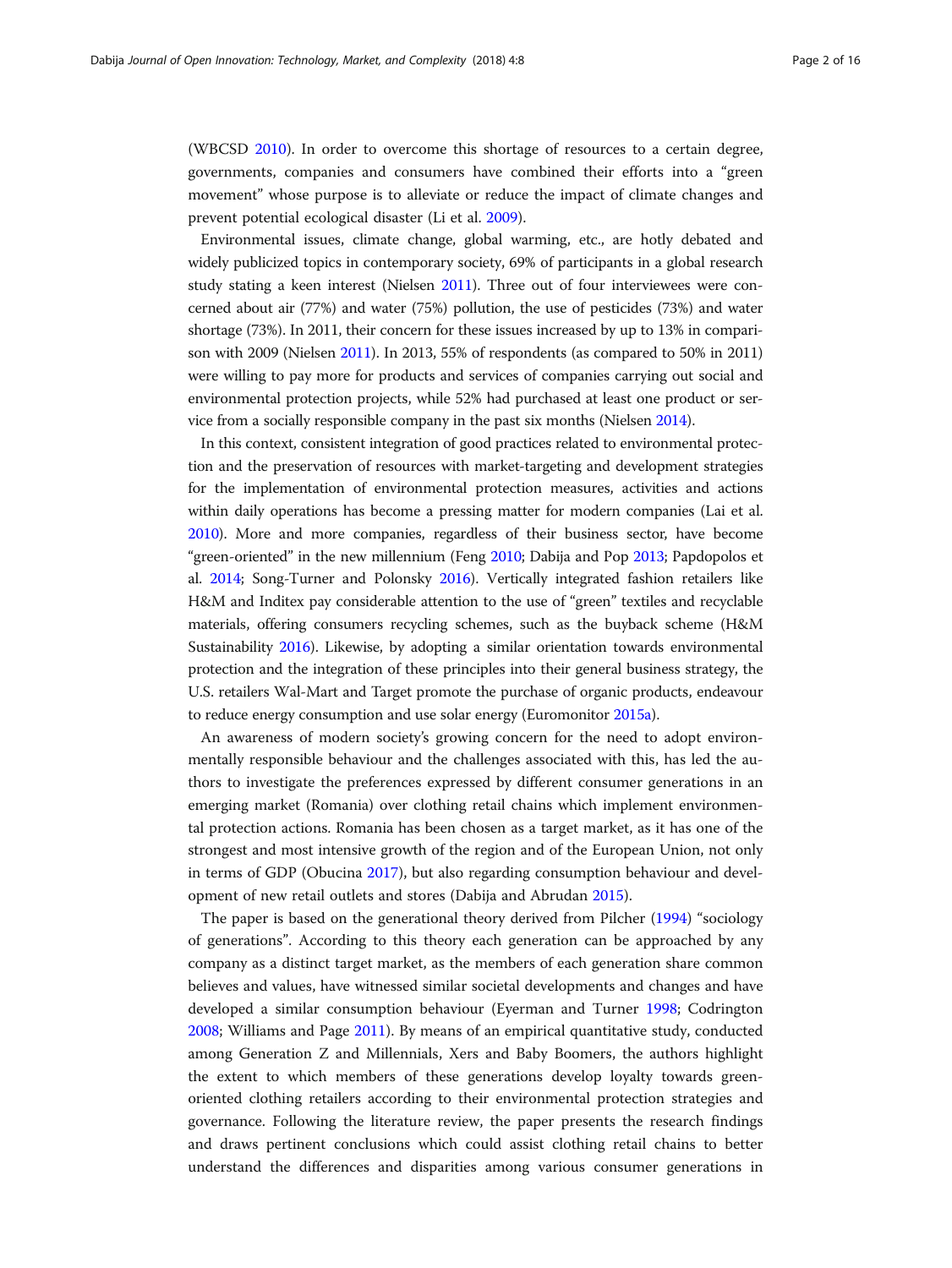(WBCSD 2010). In order to overcome this shortage of resources to a certain degree, governments, companies and consumers have combined their efforts into a "green movement" whose purpose is to alleviate or reduce the impact of climate changes and prevent potential ecological disaster (Li et al. 2009).

Environmental issues, climate change, global warming, etc., are hotly debated and widely publicized topics in contemporary society, 69% of participants in a global research study stating a keen interest (Nielsen 2011). Three out of four interviewees were concerned about air (77%) and water (75%) pollution, the use of pesticides (73%) and water shortage (73%). In 2011, their concern for these issues increased by up to 13% in comparison with 2009 (Nielsen 2011). In 2013, 55% of respondents (as compared to 50% in 2011) were willing to pay more for products and services of companies carrying out social and environmental protection projects, while 52% had purchased at least one product or service from a socially responsible company in the past six months (Nielsen 2014).

In this context, consistent integration of good practices related to environmental protection and the preservation of resources with market-targeting and development strategies for the implementation of environmental protection measures, activities and actions within daily operations has become a pressing matter for modern companies (Lai et al. 2010). More and more companies, regardless of their business sector, have become "green-oriented" in the new millennium (Feng 2010; Dabija and Pop 2013; Papdopolos et al. 2014; Song-Turner and Polonsky 2016). Vertically integrated fashion retailers like H&M and Inditex pay considerable attention to the use of "green" textiles and recyclable materials, offering consumers recycling schemes, such as the buyback scheme (H&M Sustainability 2016). Likewise, by adopting a similar orientation towards environmental protection and the integration of these principles into their general business strategy, the U.S. retailers Wal-Mart and Target promote the purchase of organic products, endeavour to reduce energy consumption and use solar energy (Euromonitor 2015a).

An awareness of modern society's growing concern for the need to adopt environmentally responsible behaviour and the challenges associated with this, has led the authors to investigate the preferences expressed by different consumer generations in an emerging market (Romania) over clothing retail chains which implement environmental protection actions. Romania has been chosen as a target market, as it has one of the strongest and most intensive growth of the region and of the European Union, not only in terms of GDP (Obucina 2017), but also regarding consumption behaviour and development of new retail outlets and stores (Dabija and Abrudan 2015).

The paper is based on the generational theory derived from Pilcher (1994) "sociology of generations". According to this theory each generation can be approached by any company as a distinct target market, as the members of each generation share common believes and values, have witnessed similar societal developments and changes and have developed a similar consumption behaviour (Eyerman and Turner 1998; Codrington 2008; Williams and Page 2011). By means of an empirical quantitative study, conducted among Generation Z and Millennials, Xers and Baby Boomers, the authors highlight the extent to which members of these generations develop loyalty towards green-oriented clothing retailers according to their environmental protection strategies and governance. Following the literature review, the paper presents the research findings and draws pertinent conclusions which could assist clothing retail chains to better understand the differences and disparities among various consumer generations in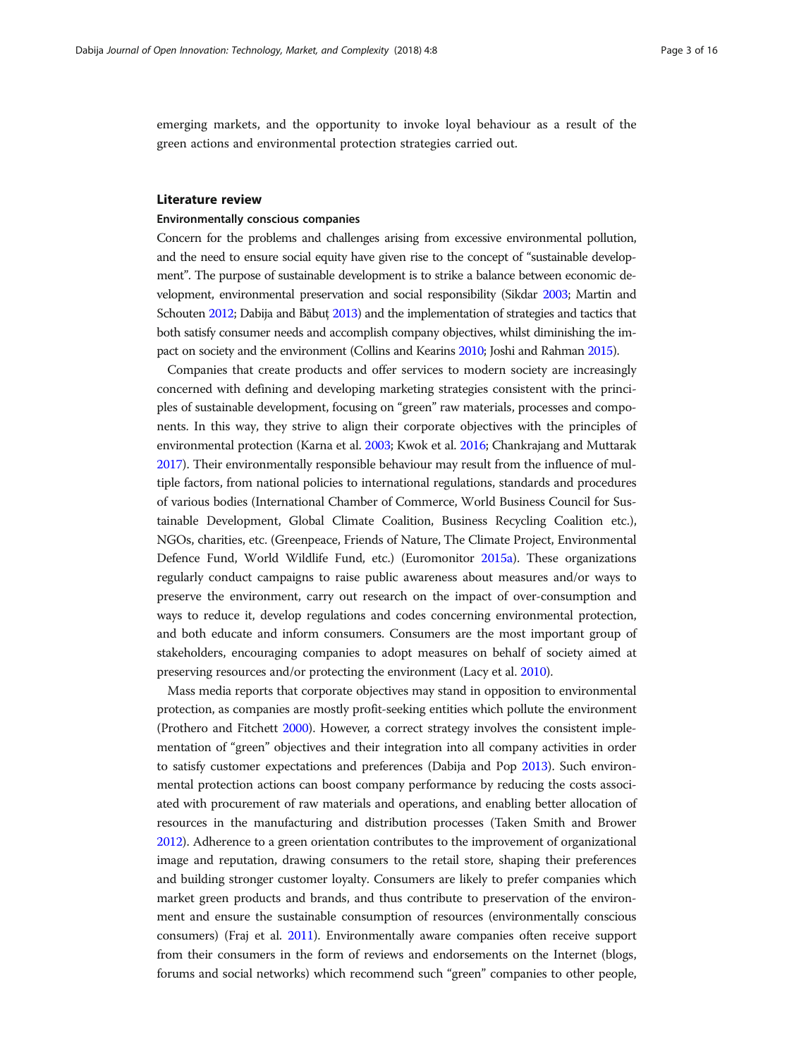emerging markets, and the opportunity to invoke loyal behaviour as a result of the green actions and environmental protection strategies carried out.

## Literature review

### Environmentally conscious companies

Concern for the problems and challenges arising from excessive environmental pollution, and the need to ensure social equity have given rise to the concept of "sustainable development". The purpose of sustainable development is to strike a balance between economic development, environmental preservation and social responsibility (Sikdar 2003; Martin and Schouten 2012; Dabija and Băbuț 2013) and the implementation of strategies and tactics that both satisfy consumer needs and accomplish company objectives, whilst diminishing the impact on society and the environment (Collins and Kearins 2010; Joshi and Rahman 2015).

Companies that create products and offer services to modern society are increasingly concerned with defining and developing marketing strategies consistent with the principles of sustainable development, focusing on "green" raw materials, processes and components. In this way, they strive to align their corporate objectives with the principles of environmental protection (Karna et al. 2003; Kwok et al. 2016; Chankrajang and Muttarak 2017). Their environmentally responsible behaviour may result from the influence of multiple factors, from national policies to international regulations, standards and procedures of various bodies (International Chamber of Commerce, World Business Council for Sustainable Development, Global Climate Coalition, Business Recycling Coalition etc.), NGOs, charities, etc. (Greenpeace, Friends of Nature, The Climate Project, Environmental Defence Fund, World Wildlife Fund, etc.) (Euromonitor 2015a). These organizations regularly conduct campaigns to raise public awareness about measures and/or ways to preserve the environment, carry out research on the impact of over-consumption and ways to reduce it, develop regulations and codes concerning environmental protection, and both educate and inform consumers. Consumers are the most important group of stakeholders, encouraging companies to adopt measures on behalf of society aimed at preserving resources and/or protecting the environment (Lacy et al. 2010).

Mass media reports that corporate objectives may stand in opposition to environmental protection, as companies are mostly profit-seeking entities which pollute the environment (Prothero and Fitchett 2000). However, a correct strategy involves the consistent implementation of "green" objectives and their integration into all company activities in order to satisfy customer expectations and preferences (Dabija and Pop 2013). Such environmental protection actions can boost company performance by reducing the costs associated with procurement of raw materials and operations, and enabling better allocation of resources in the manufacturing and distribution processes (Taken Smith and Brower 2012). Adherence to a green orientation contributes to the improvement of organizational image and reputation, drawing consumers to the retail store, shaping their preferences and building stronger customer loyalty. Consumers are likely to prefer companies which market green products and brands, and thus contribute to preservation of the environment and ensure the sustainable consumption of resources (environmentally conscious consumers) (Fraj et al. 2011). Environmentally aware companies often receive support from their consumers in the form of reviews and endorsements on the Internet (blogs, forums and social networks) which recommend such "green" companies to other people,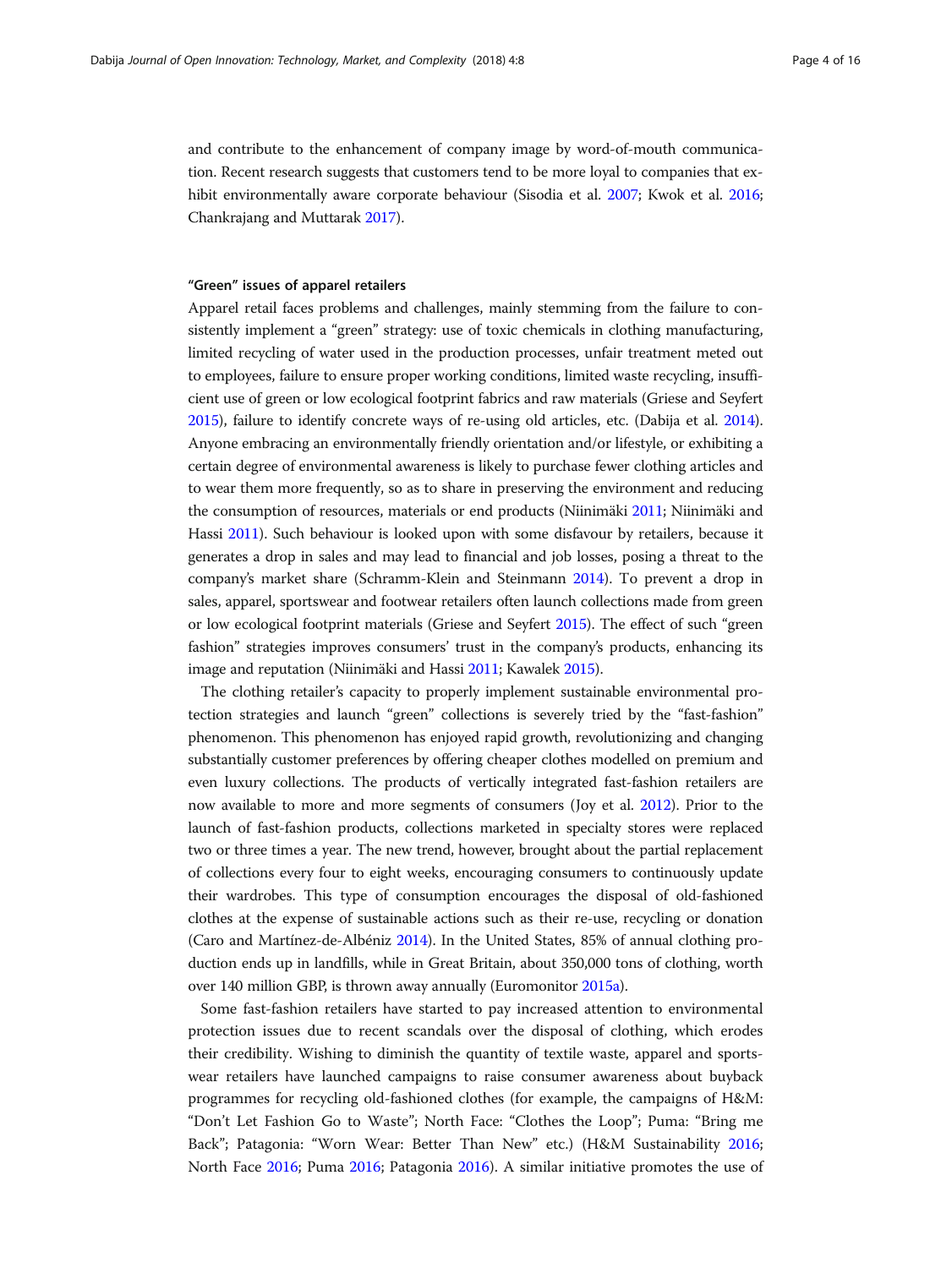and contribute to the enhancement of company image by word-of-mouth communication. Recent research suggests that customers tend to be more loyal to companies that exhibit environmentally aware corporate behaviour (Sisodia et al. 2007; Kwok et al. 2016; Chankrajang and Muttarak 2017).

#### "Green" issues of apparel retailers

Apparel retail faces problems and challenges, mainly stemming from the failure to consistently implement a "green" strategy: use of toxic chemicals in clothing manufacturing, limited recycling of water used in the production processes, unfair treatment meted out to employees, failure to ensure proper working conditions, limited waste recycling, insufficient use of green or low ecological footprint fabrics and raw materials (Griese and Seyfert 2015), failure to identify concrete ways of re-using old articles, etc. (Dabija et al. 2014). Anyone embracing an environmentally friendly orientation and/or lifestyle, or exhibiting a certain degree of environmental awareness is likely to purchase fewer clothing articles and to wear them more frequently, so as to share in preserving the environment and reducing the consumption of resources, materials or end products (Niinimäki 2011; Niinimäki and Hassi 2011). Such behaviour is looked upon with some disfavour by retailers, because it generates a drop in sales and may lead to financial and job losses, posing a threat to the company's market share (Schramm-Klein and Steinmann 2014). To prevent a drop in sales, apparel, sportswear and footwear retailers often launch collections made from green or low ecological footprint materials (Griese and Seyfert 2015). The effect of such "green fashion" strategies improves consumers' trust in the company's products, enhancing its image and reputation (Niinimäki and Hassi 2011; Kawalek 2015).

The clothing retailer's capacity to properly implement sustainable environmental protection strategies and launch "green" collections is severely tried by the "fast-fashion" phenomenon. This phenomenon has enjoyed rapid growth, revolutionizing and changing substantially customer preferences by offering cheaper clothes modelled on premium and even luxury collections. The products of vertically integrated fast-fashion retailers are now available to more and more segments of consumers (Joy et al. 2012). Prior to the launch of fast-fashion products, collections marketed in specialty stores were replaced two or three times a year. The new trend, however, brought about the partial replacement of collections every four to eight weeks, encouraging consumers to continuously update their wardrobes. This type of consumption encourages the disposal of old-fashioned clothes at the expense of sustainable actions such as their re-use, recycling or donation (Caro and Martínez-de-Albéniz 2014). In the United States, 85% of annual clothing production ends up in landfills, while in Great Britain, about 350,000 tons of clothing, worth over 140 million GBP, is thrown away annually (Euromonitor 2015a).

Some fast-fashion retailers have started to pay increased attention to environmental protection issues due to recent scandals over the disposal of clothing, which erodes their credibility. Wishing to diminish the quantity of textile waste, apparel and sportswear retailers have launched campaigns to raise consumer awareness about buyback programmes for recycling old-fashioned clothes (for example, the campaigns of H&M: "Don't Let Fashion Go to Waste"; North Face: "Clothes the Loop"; Puma: "Bring me Back"; Patagonia: "Worn Wear: Better Than New" etc.) (H&M Sustainability 2016; North Face 2016; Puma 2016; Patagonia 2016). A similar initiative promotes the use of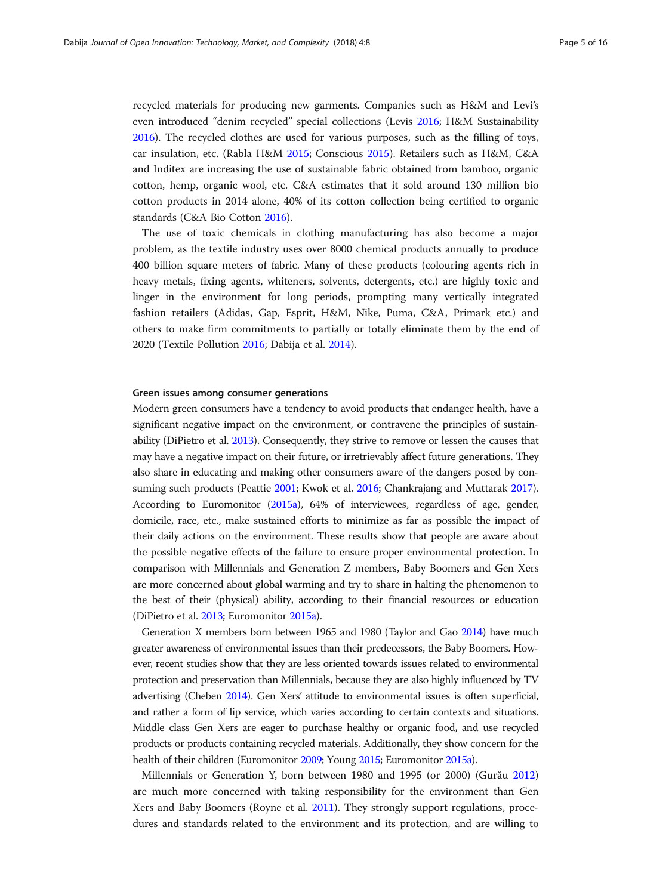recycled materials for producing new garments. Companies such as H&M and Levi's even introduced "denim recycled" special collections (Levis 2016; H&M Sustainability 2016). The recycled clothes are used for various purposes, such as the filling of toys, car insulation, etc. (Rabla H&M 2015; Conscious 2015). Retailers such as H&M, C&A and Inditex are increasing the use of sustainable fabric obtained from bamboo, organic cotton, hemp, organic wool, etc. C&A estimates that it sold around 130 million bio cotton products in 2014 alone, 40% of its cotton collection being certified to organic standards (C&A Bio Cotton 2016).

The use of toxic chemicals in clothing manufacturing has also become a major problem, as the textile industry uses over 8000 chemical products annually to produce 400 billion square meters of fabric. Many of these products (colouring agents rich in heavy metals, fixing agents, whiteners, solvents, detergents, etc.) are highly toxic and linger in the environment for long periods, prompting many vertically integrated fashion retailers (Adidas, Gap, Esprit, H&M, Nike, Puma, C&A, Primark etc.) and others to make firm commitments to partially or totally eliminate them by the end of 2020 (Textile Pollution 2016; Dabija et al. 2014).

#### Green issues among consumer generations

Modern green consumers have a tendency to avoid products that endanger health, have a significant negative impact on the environment, or contravene the principles of sustainability (DiPietro et al. 2013). Consequently, they strive to remove or lessen the causes that may have a negative impact on their future, or irretrievably affect future generations. They also share in educating and making other consumers aware of the dangers posed by consuming such products (Peattie 2001; Kwok et al. 2016; Chankrajang and Muttarak 2017). According to Euromonitor (2015a), 64% of interviewees, regardless of age, gender, domicile, race, etc., make sustained efforts to minimize as far as possible the impact of their daily actions on the environment. These results show that people are aware about the possible negative effects of the failure to ensure proper environmental protection. In comparison with Millennials and Generation Z members, Baby Boomers and Gen Xers are more concerned about global warming and try to share in halting the phenomenon to the best of their (physical) ability, according to their financial resources or education (DiPietro et al. 2013; Euromonitor 2015a).

Generation X members born between 1965 and 1980 (Taylor and Gao 2014) have much greater awareness of environmental issues than their predecessors, the Baby Boomers. However, recent studies show that they are less oriented towards issues related to environmental protection and preservation than Millennials, because they are also highly influenced by TV advertising (Cheben 2014). Gen Xers' attitude to environmental issues is often superficial, and rather a form of lip service, which varies according to certain contexts and situations. Middle class Gen Xers are eager to purchase healthy or organic food, and use recycled products or products containing recycled materials. Additionally, they show concern for the health of their children (Euromonitor 2009; Young 2015; Euromonitor 2015a).

Millennials or Generation Y, born between 1980 and 1995 (or 2000) (Gurău 2012) are much more concerned with taking responsibility for the environment than Gen Xers and Baby Boomers (Royne et al. 2011). They strongly support regulations, procedures and standards related to the environment and its protection, and are willing to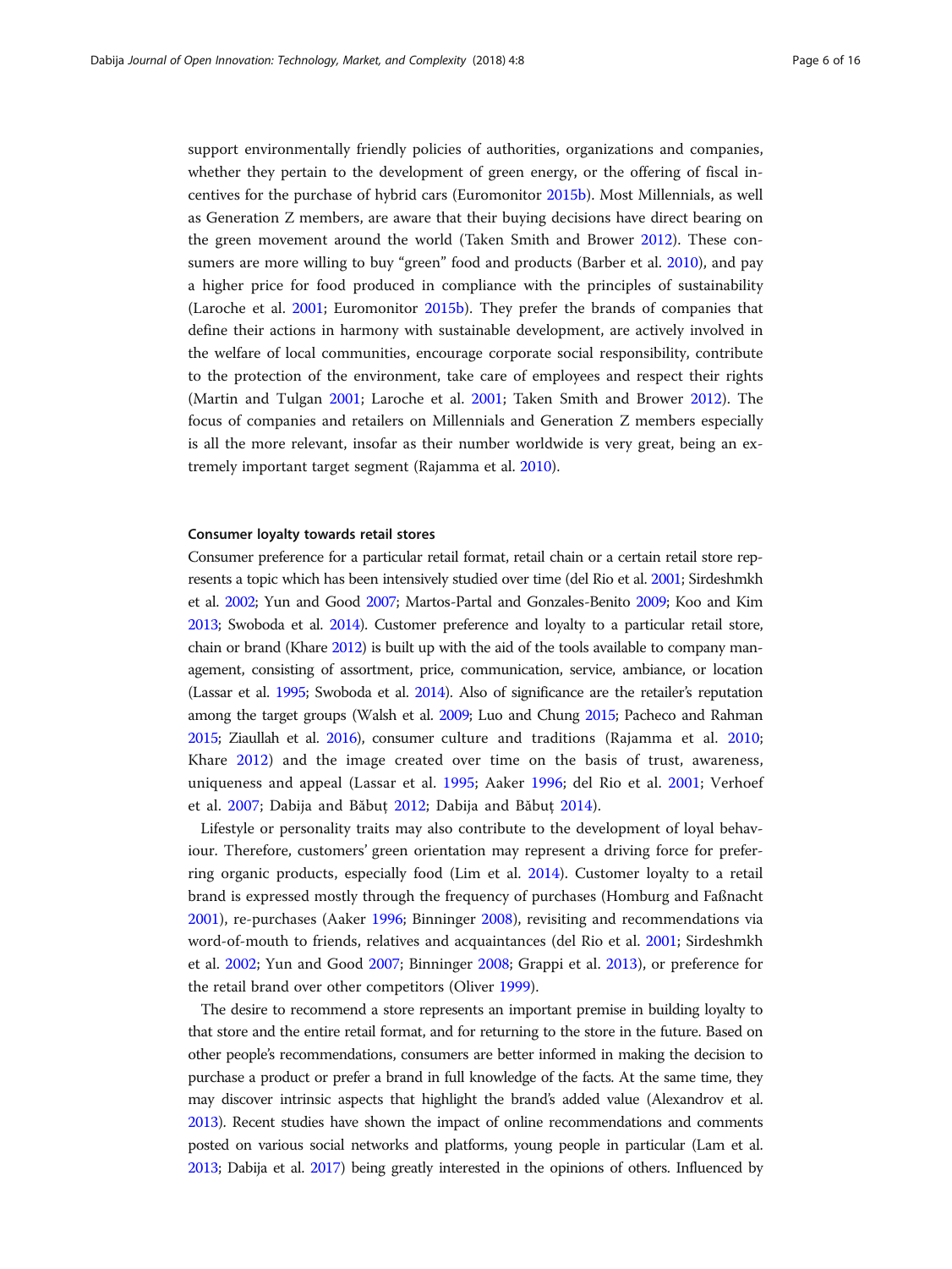support environmentally friendly policies of authorities, organizations and companies, whether they pertain to the development of green energy, or the offering of fiscal incentives for the purchase of hybrid cars (Euromonitor 2015b). Most Millennials, as well as Generation Z members, are aware that their buying decisions have direct bearing on the green movement around the world (Taken Smith and Brower 2012). These consumers are more willing to buy "green" food and products (Barber et al. 2010), and pay a higher price for food produced in compliance with the principles of sustainability (Laroche et al. 2001; Euromonitor 2015b). They prefer the brands of companies that define their actions in harmony with sustainable development, are actively involved in the welfare of local communities, encourage corporate social responsibility, contribute to the protection of the environment, take care of employees and respect their rights (Martin and Tulgan 2001; Laroche et al. 2001; Taken Smith and Brower 2012). The focus of companies and retailers on Millennials and Generation Z members especially is all the more relevant, insofar as their number worldwide is very great, being an extremely important target segment (Rajamma et al. 2010).

### Consumer loyalty towards retail stores

Consumer preference for a particular retail format, retail chain or a certain retail store represents a topic which has been intensively studied over time (del Rio et al. 2001; Sirdeshmkh et al. 2002; Yun and Good 2007; Martos-Partal and Gonzales-Benito 2009; Koo and Kim 2013; Swoboda et al. 2014). Customer preference and loyalty to a particular retail store, chain or brand (Khare 2012) is built up with the aid of the tools available to company management, consisting of assortment, price, communication, service, ambiance, or location (Lassar et al. 1995; Swoboda et al. 2014). Also of significance are the retailer's reputation among the target groups (Walsh et al. 2009; Luo and Chung 2015; Pacheco and Rahman 2015; Ziaullah et al. 2016), consumer culture and traditions (Rajamma et al. 2010; Khare 2012) and the image created over time on the basis of trust, awareness, uniqueness and appeal (Lassar et al. 1995; Aaker 1996; del Rio et al. 2001; Verhoef et al. 2007; Dabija and Băbuț 2012; Dabija and Băbuț 2014).

Lifestyle or personality traits may also contribute to the development of loyal behaviour. Therefore, customers' green orientation may represent a driving force for preferring organic products, especially food (Lim et al. 2014). Customer loyalty to a retail brand is expressed mostly through the frequency of purchases (Homburg and Faßnacht 2001), re-purchases (Aaker 1996; Binninger 2008), revisiting and recommendations via word-of-mouth to friends, relatives and acquaintances (del Rio et al. 2001; Sirdeshmkh et al. 2002; Yun and Good 2007; Binninger 2008; Grappi et al. 2013), or preference for the retail brand over other competitors (Oliver 1999).

The desire to recommend a store represents an important premise in building loyalty to that store and the entire retail format, and for returning to the store in the future. Based on other people's recommendations, consumers are better informed in making the decision to purchase a product or prefer a brand in full knowledge of the facts. At the same time, they may discover intrinsic aspects that highlight the brand's added value (Alexandrov et al. 2013). Recent studies have shown the impact of online recommendations and comments posted on various social networks and platforms, young people in particular (Lam et al. 2013; Dabija et al. 2017) being greatly interested in the opinions of others. Influenced by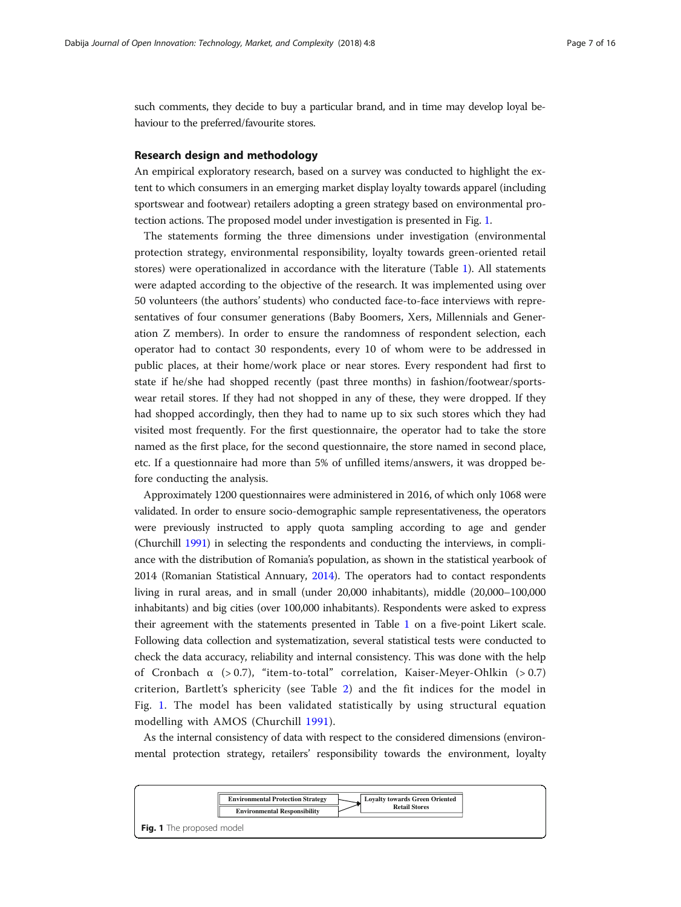such comments, they decide to buy a particular brand, and in time may develop loyal behaviour to the preferred/favourite stores.

## Research design and methodology

An empirical exploratory research, based on a survey was conducted to highlight the extent to which consumers in an emerging market display loyalty towards apparel (including sportswear and footwear) retailers adopting a green strategy based on environmental protection actions. The proposed model under investigation is presented in Fig. 1.

The statements forming the three dimensions under investigation (environmental protection strategy, environmental responsibility, loyalty towards green-oriented retail stores) were operationalized in accordance with the literature (Table 1). All statements were adapted according to the objective of the research. It was implemented using over 50 volunteers (the authors' students) who conducted face-to-face interviews with representatives of four consumer generations (Baby Boomers, Xers, Millennials and Generation Z members). In order to ensure the randomness of respondent selection, each operator had to contact 30 respondents, every 10 of whom were to be addressed in public places, at their home/work place or near stores. Every respondent had first to state if he/she had shopped recently (past three months) in fashion/footwear/sportswear retail stores. If they had not shopped in any of these, they were dropped. If they had shopped accordingly, then they had to name up to six such stores which they had visited most frequently. For the first questionnaire, the operator had to take the store named as the first place, for the second questionnaire, the store named in second place, etc. If a questionnaire had more than 5% of unfilled items/answers, it was dropped before conducting the analysis.

Approximately 1200 questionnaires were administered in 2016, of which only 1068 were validated. In order to ensure socio-demographic sample representativeness, the operators were previously instructed to apply quota sampling according to age and gender (Churchill 1991) in selecting the respondents and conducting the interviews, in compliance with the distribution of Romania's population, as shown in the statistical yearbook of 2014 (Romanian Statistical Annuary, 2014). The operators had to contact respondents living in rural areas, and in small (under 20,000 inhabitants), middle (20,000–100,000 inhabitants) and big cities (over 100,000 inhabitants). Respondents were asked to express their agreement with the statements presented in Table 1 on a five-point Likert scale. Following data collection and systematization, several statistical tests were conducted to check the data accuracy, reliability and internal consistency. This was done with the help of Cronbach α (> 0.7), "item-to-total" correlation, Kaiser-Meyer-Ohlkin (> 0.7) criterion, Bartlett's sphericity (see Table 2) and the fit indices for the model in Fig. 1. The model has been validated statistically by using structural equation modelling with AMOS (Churchill 1991).

As the internal consistency of data with respect to the considered dimensions (environmental protection strategy, retailers' responsibility towards the environment, loyalty

Environmental Protection Strategy → Loyalty towards Green Oriented Retail Stores
Environmental Responsibility → Loyalty towards Green Oriented Retail Stores

**Fig. 1** The proposed model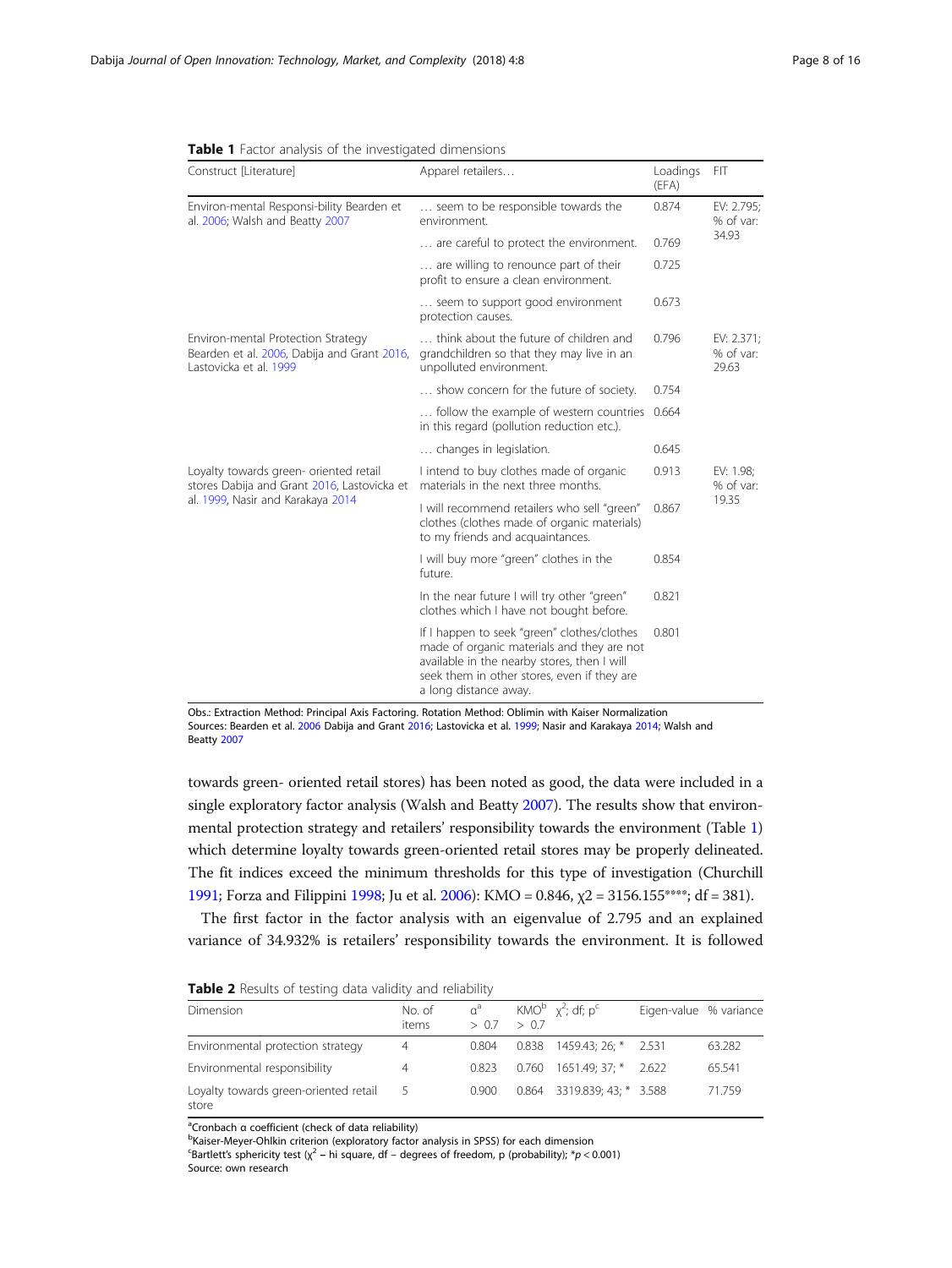**Table 1** Factor analysis of the investigated dimensions

| Construct [Literature] | Apparel retailers… | Loadings (EFA) | FIT |
|---|---|---|---|
| Environ-mental Responsi-bility Bearden et al. 2006; Walsh and Beatty 2007 | … seem to be responsible towards the environment. | 0.874 | EV: 2.795; % of var: 34.93 |
| | … are careful to protect the environment. | 0.769 | |
| | … are willing to renounce part of their profit to ensure a clean environment. | 0.725 | |
| | … seem to support good environment protection causes. | 0.673 | |
| Environ-mental Protection Strategy Bearden et al. 2006, Dabija and Grant 2016, Lastovicka et al. 1999 | … think about the future of children and grandchildren so that they may live in an unpolluted environment. | 0.796 | EV: 2.371; % of var: 29.63 |
| | … show concern for the future of society. | 0.754 | |
| | … follow the example of western countries in this regard (pollution reduction etc.). | 0.664 | |
| | … changes in legislation. | 0.645 | |
| Loyalty towards green- oriented retail stores Dabija and Grant 2016, Lastovicka et al. 1999, Nasir and Karakaya 2014 | I intend to buy clothes made of organic materials in the next three months. | 0.913 | EV: 1.98; % of var: 19.35 |
| | I will recommend retailers who sell "green" clothes (clothes made of organic materials) to my friends and acquaintances. | 0.867 | |
| | I will buy more "green" clothes in the future. | 0.854 | |
| | In the near future I will try other "green" clothes which I have not bought before. | 0.821 | |
| | If I happen to seek "green" clothes/clothes made of organic materials and they are not available in the nearby stores, then I will seek them in other stores, even if they are a long distance away. | 0.801 | |

Obs.: Extraction Method: Principal Axis Factoring. Rotation Method: Oblimin with Kaiser Normalization
Sources: Bearden et al. 2006 Dabija and Grant 2016; Lastovicka et al. 1999; Nasir and Karakaya 2014; Walsh and Beatty 2007

towards green- oriented retail stores) has been noted as good, the data were included in a single exploratory factor analysis (Walsh and Beatty 2007). The results show that environmental protection strategy and retailers' responsibility towards the environment (Table 1) which determine loyalty towards green-oriented retail stores may be properly delineated. The fit indices exceed the minimum thresholds for this type of investigation (Churchill 1991; Forza and Filippini 1998; Ju et al. 2006): KMO = 0.846, $\chi2$ = 3156.155****; df = 381).

The first factor in the factor analysis with an eigenvalue of 2.795 and an explained variance of 34.932% is retailers' responsibility towards the environment. It is followed

**Table 2** Results of testing data validity and reliability

| Dimension | No. of items | α[a] > 0.7 | KMO[b] > 0.7 | $\chi^2$; df; p[c] | Eigen-value | % variance |
|---|---|---|---|---|---|---|
| Environmental protection strategy | 4 | 0.804 | 0.838 | 1459.43; 26; * | 2.531 | 63.282 |
| Environmental responsibility | 4 | 0.823 | 0.760 | 1651.49; 37; * | 2.622 | 65.541 |
| Loyalty towards green-oriented retail store | 5 | 0.900 | 0.864 | 3319.839; 43; * | 3.588 | 71.759 |

[a]Cronbach α coefficient (check of data reliability)
[b]Kaiser-Meyer-Ohlkin criterion (exploratory factor analysis in SPSS) for each dimension
[c]Bartlett's sphericity test ($\chi^2$ – hi square, df – degrees of freedom, p (probability); *$p < 0.001$)
Source: own research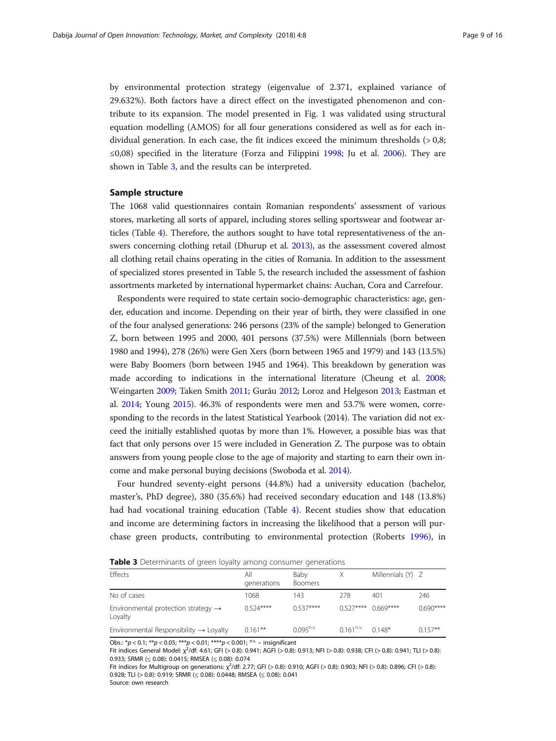by environmental protection strategy (eigenvalue of 2.371, explained variance of 29.632%). Both factors have a direct effect on the investigated phenomenon and contribute to its expansion. The model presented in Fig. 1 was validated using structural equation modelling (AMOS) for all four generations considered as well as for each individual generation. In each case, the fit indices exceed the minimum thresholds (> 0,8; ≤0,08) specified in the literature (Forza and Filippini 1998; Ju et al. 2006). They are shown in Table 3, and the results can be interpreted.

## Sample structure

The 1068 valid questionnaires contain Romanian respondents' assessment of various stores, marketing all sorts of apparel, including stores selling sportswear and footwear articles (Table 4). Therefore, the authors sought to have total representativeness of the answers concerning clothing retail (Dhurup et al. 2013), as the assessment covered almost all clothing retail chains operating in the cities of Romania. In addition to the assessment of specialized stores presented in Table 5, the research included the assessment of fashion assortments marketed by international hypermarket chains: Auchan, Cora and Carrefour.

Respondents were required to state certain socio-demographic characteristics: age, gender, education and income. Depending on their year of birth, they were classified in one of the four analysed generations: 246 persons (23% of the sample) belonged to Generation Z, born between 1995 and 2000, 401 persons (37.5%) were Millennials (born between 1980 and 1994), 278 (26%) were Gen Xers (born between 1965 and 1979) and 143 (13.5%) were Baby Boomers (born between 1945 and 1964). This breakdown by generation was made according to indications in the international literature (Cheung et al. 2008; Weingarten 2009; Taken Smith 2011; Gurău 2012; Loroz and Helgeson 2013; Eastman et al. 2014; Young 2015). 46.3% of respondents were men and 53.7% were women, corresponding to the records in the latest Statistical Yearbook (2014). The variation did not exceed the initially established quotas by more than 1%. However, a possible bias was that fact that only persons over 15 were included in Generation Z. The purpose was to obtain answers from young people close to the age of majority and starting to earn their own income and make personal buying decisions (Swoboda et al. 2014).

Four hundred seventy-eight persons (44.8%) had a university education (bachelor, master's, PhD degree), 380 (35.6%) had received secondary education and 148 (13.8%) had had vocational training education (Table 4). Recent studies show that education and income are determining factors in increasing the likelihood that a person will purchase green products, contributing to environmental protection (Roberts 1996), in

**Table 3** Determinants of green loyalty among consumer generations

| Effects | All generations | Baby Boomers | X | Millennials (Y) | Z |
|---|---|---|---|---|---|
| No of cases | 1068 | 143 | 278 | 401 | 246 |
| Environmental protection strategy → Loyalty | 0.524**** | 0.537**** | 0.527**** | 0.669**** | 0.690**** |
| Environmental Responsibility → Loyalty | 0.161** | $0.095^{n.s.}$ | $0.161^{n.s.}$ | 0.148* | 0.157** |

Obs.: *$p < 0.1$; **$p < 0.05$; ***$p < 0.01$; ****$p < 0.001$; $^{n.s.}$ – insignificant

Fit indices General Model: $\chi^2$/df: 4.61; GFI (> 0.8): 0.941; AGFI (> 0.8): 0.913; NFI (> 0.8): 0.938; CFI (> 0.8): 0.941; TLI (> 0.8): 0.933; SRMR (≤ 0.08): 0.0415; RMSEA (≤ 0.08): 0.074

Fit indices for Multigroup on generations: $\chi^2$/df: 2.77; GFI (> 0.8): 0.910; AGFI (> 0.8): 0.903; NFI (> 0.8): 0.896; CFI (> 0.8): 0.928; TLI (> 0.8): 0.919; SRMR (≤ 0.08): 0.0448; RMSEA (≤ 0.08): 0.041

Source: own research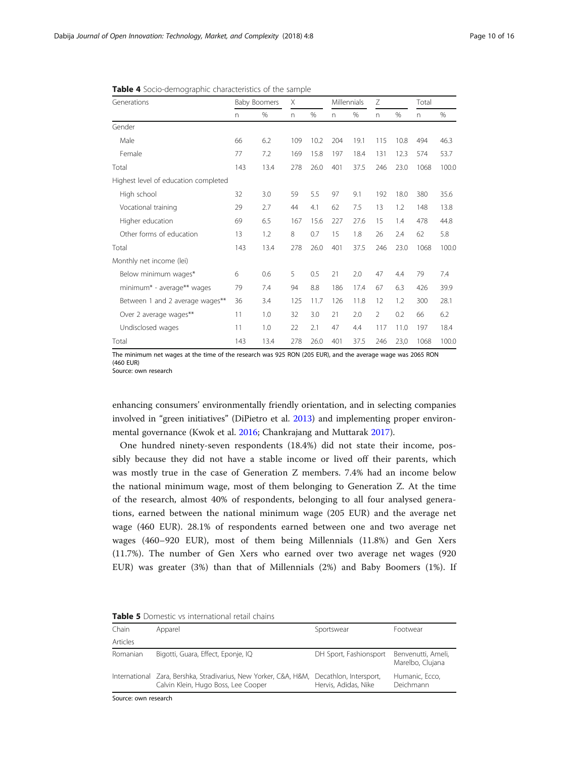**Table 4** Socio-demographic characteristics of the sample

| Generations | Baby Boomers | | X | | Millennials | | Z | | Total | |
|---|---|---|---|---|---|---|---|---|---|---|
| | n | % | n | % | n | % | n | % | n | % |
| Gender | | | | | | | | | | |
| Male | 66 | 6.2 | 109 | 10.2 | 204 | 19.1 | 115 | 10.8 | 494 | 46.3 |
| Female | 77 | 7.2 | 169 | 15.8 | 197 | 18.4 | 131 | 12.3 | 574 | 53.7 |
| Total | 143 | 13.4 | 278 | 26.0 | 401 | 37.5 | 246 | 23.0 | 1068 | 100.0 |
| Highest level of education completed | | | | | | | | | | |
| High school | 32 | 3.0 | 59 | 5.5 | 97 | 9.1 | 192 | 18.0 | 380 | 35.6 |
| Vocational training | 29 | 2.7 | 44 | 4.1 | 62 | 7.5 | 13 | 1.2 | 148 | 13.8 |
| Higher education | 69 | 6.5 | 167 | 15.6 | 227 | 27.6 | 15 | 1.4 | 478 | 44.8 |
| Other forms of education | 13 | 1.2 | 8 | 0.7 | 15 | 1.8 | 26 | 2.4 | 62 | 5.8 |
| Total | 143 | 13.4 | 278 | 26.0 | 401 | 37.5 | 246 | 23.0 | 1068 | 100.0 |
| Monthly net income (lei) | | | | | | | | | | |
| Below minimum wages* | 6 | 0.6 | 5 | 0.5 | 21 | 2.0 | 47 | 4.4 | 79 | 7.4 |
| minimum* - average** wages | 79 | 7.4 | 94 | 8.8 | 186 | 17.4 | 67 | 6.3 | 426 | 39.9 |
| Between 1 and 2 average wages** | 36 | 3.4 | 125 | 11.7 | 126 | 11.8 | 12 | 1.2 | 300 | 28.1 |
| Over 2 average wages** | 11 | 1.0 | 32 | 3.0 | 21 | 2.0 | 2 | 0.2 | 66 | 6.2 |
| Undisclosed wages | 11 | 1.0 | 22 | 2.1 | 47 | 4.4 | 117 | 11.0 | 197 | 18.4 |
| Total | 143 | 13.4 | 278 | 26.0 | 401 | 37.5 | 246 | 23,0 | 1068 | 100.0 |

The minimum net wages at the time of the research was 925 RON (205 EUR), and the average wage was 2065 RON (460 EUR)
Source: own research

enhancing consumers' environmentally friendly orientation, and in selecting companies involved in "green initiatives" (DiPietro et al. 2013) and implementing proper environmental governance (Kwok et al. 2016; Chankrajang and Muttarak 2017).

One hundred ninety-seven respondents (18.4%) did not state their income, possibly because they did not have a stable income or lived off their parents, which was mostly true in the case of Generation Z members. 7.4% had an income below the national minimum wage, most of them belonging to Generation Z. At the time of the research, almost 40% of respondents, belonging to all four analysed generations, earned between the national minimum wage (205 EUR) and the average net wage (460 EUR). 28.1% of respondents earned between one and two average net wages (460–920 EUR), most of them being Millennials (11.8%) and Gen Xers (11.7%). The number of Gen Xers who earned over two average net wages (920 EUR) was greater (3%) than that of Millennials (2%) and Baby Boomers (1%). If

**Table 5** Domestic vs international retail chains

| Chain | Apparel | Sportswear | Footwear |
|---|---|---|---|
| Articles | | | |
| Romanian | Bigotti, Guara, Effect, Eponje, IQ | DH Sport, Fashionsport | Benvenutti, Ameli, Marelbo, Clujana |
| International | Zara, Bershka, Stradivarius, New Yorker, C&A, H&M, Calvin Klein, Hugo Boss, Lee Cooper | Decathlon, Intersport, Hervis, Adidas, Nike | Humanic, Ecco, Deichmann |

Source: own research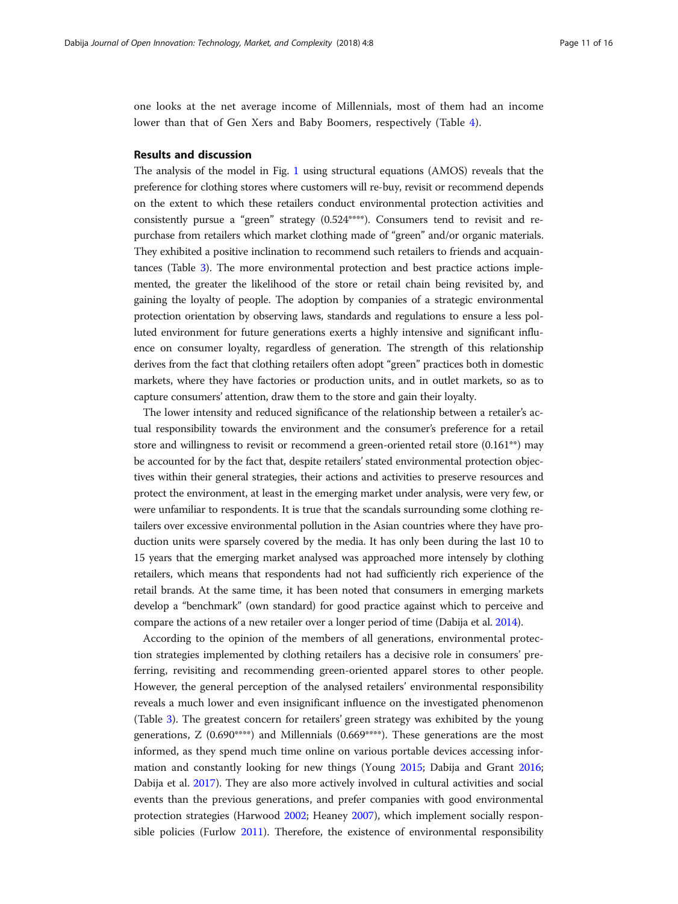one looks at the net average income of Millennials, most of them had an income lower than that of Gen Xers and Baby Boomers, respectively (Table 4).

## Results and discussion

The analysis of the model in Fig. 1 using structural equations (AMOS) reveals that the preference for clothing stores where customers will re-buy, revisit or recommend depends on the extent to which these retailers conduct environmental protection activities and consistently pursue a "green" strategy (0.524****). Consumers tend to revisit and re-purchase from retailers which market clothing made of "green" and/or organic materials. They exhibited a positive inclination to recommend such retailers to friends and acquaintances (Table 3). The more environmental protection and best practice actions implemented, the greater the likelihood of the store or retail chain being revisited by, and gaining the loyalty of people. The adoption by companies of a strategic environmental protection orientation by observing laws, standards and regulations to ensure a less polluted environment for future generations exerts a highly intensive and significant influence on consumer loyalty, regardless of generation. The strength of this relationship derives from the fact that clothing retailers often adopt "green" practices both in domestic markets, where they have factories or production units, and in outlet markets, so as to capture consumers' attention, draw them to the store and gain their loyalty.

The lower intensity and reduced significance of the relationship between a retailer's actual responsibility towards the environment and the consumer's preference for a retail store and willingness to revisit or recommend a green-oriented retail store (0.161**) may be accounted for by the fact that, despite retailers' stated environmental protection objectives within their general strategies, their actions and activities to preserve resources and protect the environment, at least in the emerging market under analysis, were very few, or were unfamiliar to respondents. It is true that the scandals surrounding some clothing retailers over excessive environmental pollution in the Asian countries where they have production units were sparsely covered by the media. It has only been during the last 10 to 15 years that the emerging market analysed was approached more intensely by clothing retailers, which means that respondents had not had sufficiently rich experience of the retail brands. At the same time, it has been noted that consumers in emerging markets develop a "benchmark" (own standard) for good practice against which to perceive and compare the actions of a new retailer over a longer period of time (Dabija et al. 2014).

According to the opinion of the members of all generations, environmental protection strategies implemented by clothing retailers has a decisive role in consumers' preferring, revisiting and recommending green-oriented apparel stores to other people. However, the general perception of the analysed retailers' environmental responsibility reveals a much lower and even insignificant influence on the investigated phenomenon (Table 3). The greatest concern for retailers' green strategy was exhibited by the young generations, Z (0.690****) and Millennials (0.669****). These generations are the most informed, as they spend much time online on various portable devices accessing information and constantly looking for new things (Young 2015; Dabija and Grant 2016; Dabija et al. 2017). They are also more actively involved in cultural activities and social events than the previous generations, and prefer companies with good environmental protection strategies (Harwood 2002; Heaney 2007), which implement socially responsible policies (Furlow 2011). Therefore, the existence of environmental responsibility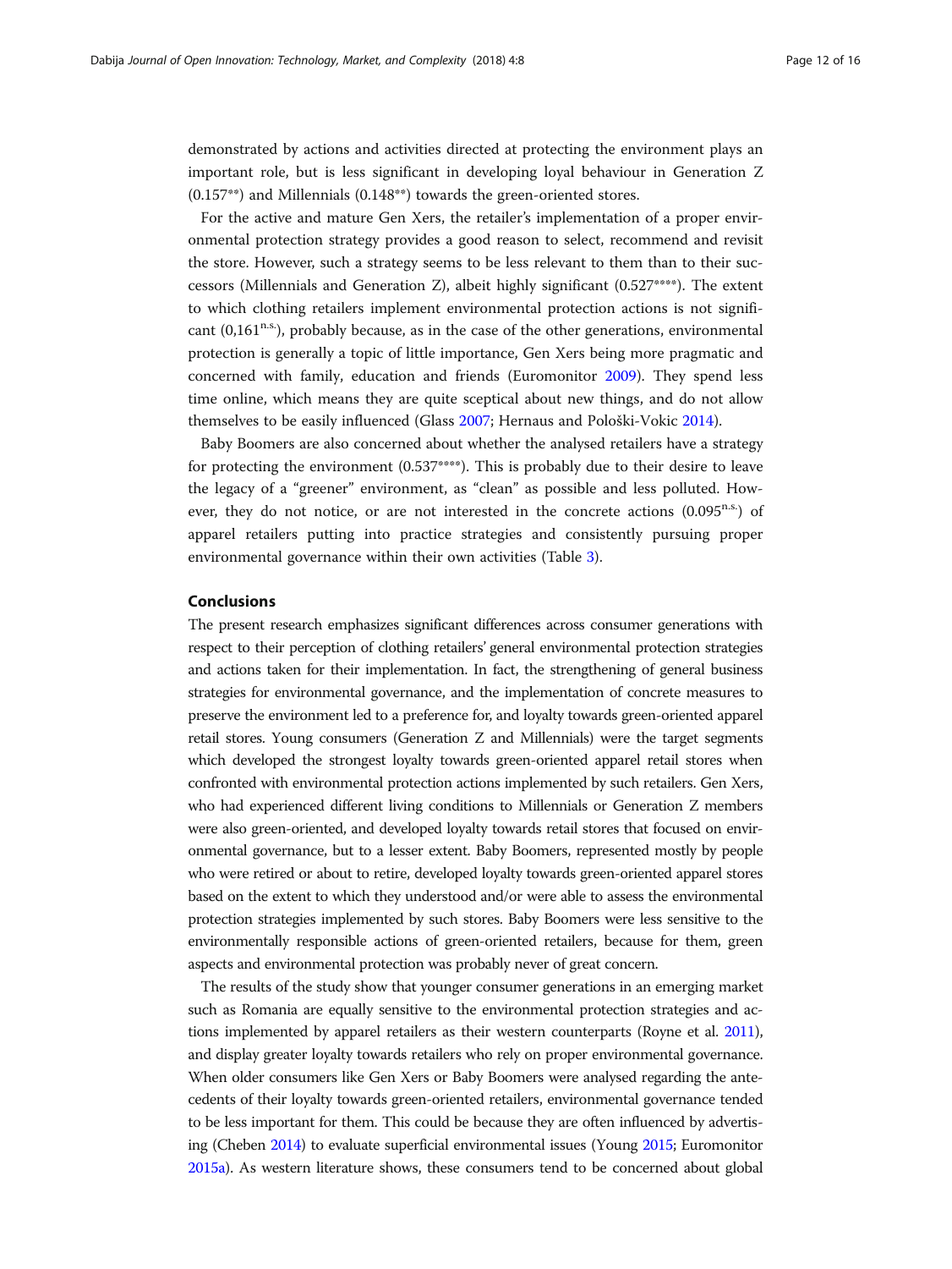demonstrated by actions and activities directed at protecting the environment plays an important role, but is less significant in developing loyal behaviour in Generation Z (0.157**) and Millennials (0.148**) towards the green-oriented stores.

For the active and mature Gen Xers, the retailer's implementation of a proper environmental protection strategy provides a good reason to select, recommend and revisit the store. However, such a strategy seems to be less relevant to them than to their successors (Millennials and Generation Z), albeit highly significant (0.527****). The extent to which clothing retailers implement environmental protection actions is not significant (0,161$^{n.s.}$), probably because, as in the case of the other generations, environmental protection is generally a topic of little importance, Gen Xers being more pragmatic and concerned with family, education and friends (Euromonitor 2009). They spend less time online, which means they are quite sceptical about new things, and do not allow themselves to be easily influenced (Glass 2007; Hernaus and Pološki-Vokic 2014).

Baby Boomers are also concerned about whether the analysed retailers have a strategy for protecting the environment (0.537****). This is probably due to their desire to leave the legacy of a "greener" environment, as "clean" as possible and less polluted. However, they do not notice, or are not interested in the concrete actions (0.095$^{n.s.}$) of apparel retailers putting into practice strategies and consistently pursuing proper environmental governance within their own activities (Table 3).

## Conclusions

The present research emphasizes significant differences across consumer generations with respect to their perception of clothing retailers' general environmental protection strategies and actions taken for their implementation. In fact, the strengthening of general business strategies for environmental governance, and the implementation of concrete measures to preserve the environment led to a preference for, and loyalty towards green-oriented apparel retail stores. Young consumers (Generation Z and Millennials) were the target segments which developed the strongest loyalty towards green-oriented apparel retail stores when confronted with environmental protection actions implemented by such retailers. Gen Xers, who had experienced different living conditions to Millennials or Generation Z members were also green-oriented, and developed loyalty towards retail stores that focused on environmental governance, but to a lesser extent. Baby Boomers, represented mostly by people who were retired or about to retire, developed loyalty towards green-oriented apparel stores based on the extent to which they understood and/or were able to assess the environmental protection strategies implemented by such stores. Baby Boomers were less sensitive to the environmentally responsible actions of green-oriented retailers, because for them, green aspects and environmental protection was probably never of great concern.

The results of the study show that younger consumer generations in an emerging market such as Romania are equally sensitive to the environmental protection strategies and actions implemented by apparel retailers as their western counterparts (Royne et al. 2011), and display greater loyalty towards retailers who rely on proper environmental governance. When older consumers like Gen Xers or Baby Boomers were analysed regarding the antecedents of their loyalty towards green-oriented retailers, environmental governance tended to be less important for them. This could be because they are often influenced by advertising (Cheben 2014) to evaluate superficial environmental issues (Young 2015; Euromonitor 2015a). As western literature shows, these consumers tend to be concerned about global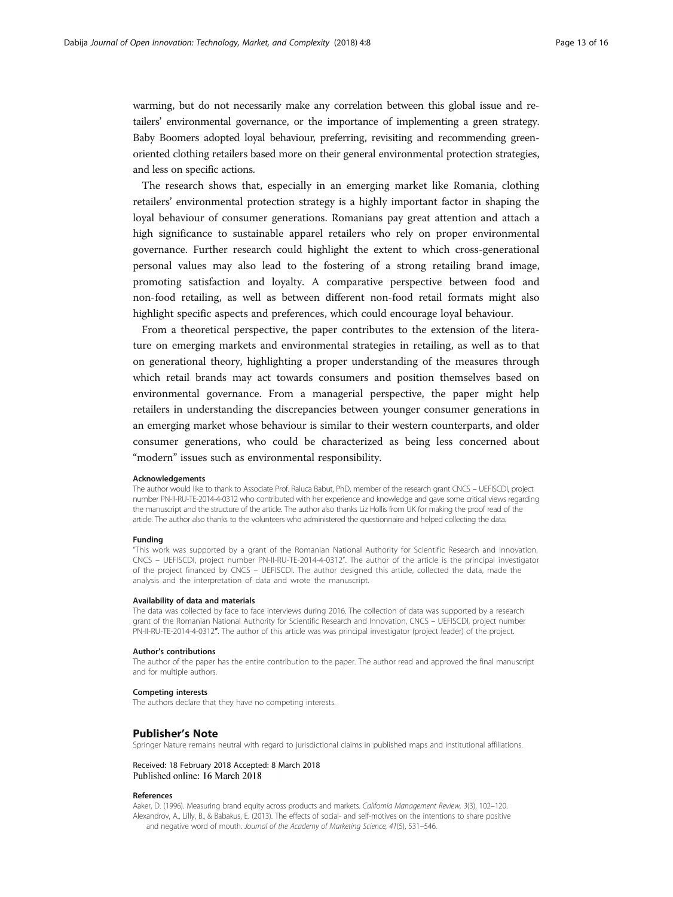warming, but do not necessarily make any correlation between this global issue and retailers' environmental governance, or the importance of implementing a green strategy. Baby Boomers adopted loyal behaviour, preferring, revisiting and recommending green-oriented clothing retailers based more on their general environmental protection strategies, and less on specific actions.

The research shows that, especially in an emerging market like Romania, clothing retailers' environmental protection strategy is a highly important factor in shaping the loyal behaviour of consumer generations. Romanians pay great attention and attach a high significance to sustainable apparel retailers who rely on proper environmental governance. Further research could highlight the extent to which cross-generational personal values may also lead to the fostering of a strong retailing brand image, promoting satisfaction and loyalty. A comparative perspective between food and non-food retailing, as well as between different non-food retail formats might also highlight specific aspects and preferences, which could encourage loyal behaviour.

From a theoretical perspective, the paper contributes to the extension of the literature on emerging markets and environmental strategies in retailing, as well as to that on generational theory, highlighting a proper understanding of the measures through which retail brands may act towards consumers and position themselves based on environmental governance. From a managerial perspective, the paper might help retailers in understanding the discrepancies between younger consumer generations in an emerging market whose behaviour is similar to their western counterparts, and older consumer generations, who could be characterized as being less concerned about "modern" issues such as environmental responsibility.

#### Acknowledgements

The author would like to thank to Associate Prof. Raluca Babut, PhD, member of the research grant CNCS – UEFISCDI, project number PN-II-RU-TE-2014-4-0312 who contributed with her experience and knowledge and gave some critical views regarding the manuscript and the structure of the article. The author also thanks Liz Hollis from UK for making the proof read of the article. The author also thanks to the volunteers who administered the questionnaire and helped collecting the data.

#### Funding

"This work was supported by a grant of the Romanian National Authority for Scientific Research and Innovation, CNCS – UEFISCDI, project number PN-II-RU-TE-2014-4-0312". The author of the article is the principal investigator of the project financed by CNCS – UEFISCDI. The author designed this article, collected the data, made the analysis and the interpretation of data and wrote the manuscript.

#### Availability of data and materials

The data was collected by face to face interviews during 2016. The collection of data was supported by a research grant of the Romanian National Authority for Scientific Research and Innovation, CNCS – UEFISCDI, project number PN-II-RU-TE-2014-4-0312". The author of this article was was principal investigator (project leader) of the project.

#### Author's contributions

The author of the paper has the entire contribution to the paper. The author read and approved the final manuscript and for multiple authors.

#### Competing interests

The authors declare that they have no competing interests.

## Publisher's Note

Springer Nature remains neutral with regard to jurisdictional claims in published maps and institutional affiliations.

Received: 18 February 2018 Accepted: 8 March 2018
Published online: 16 March 2018

#### References

Aaker, D. (1996). Measuring brand equity across products and markets. *California Management Review, 3*(3), 102–120.

Alexandrov, A., Lilly, B., & Babakus, E. (2013). The effects of social- and self-motives on the intentions to share positive and negative word of mouth. *Journal of the Academy of Marketing Science, 41*(5), 531–546.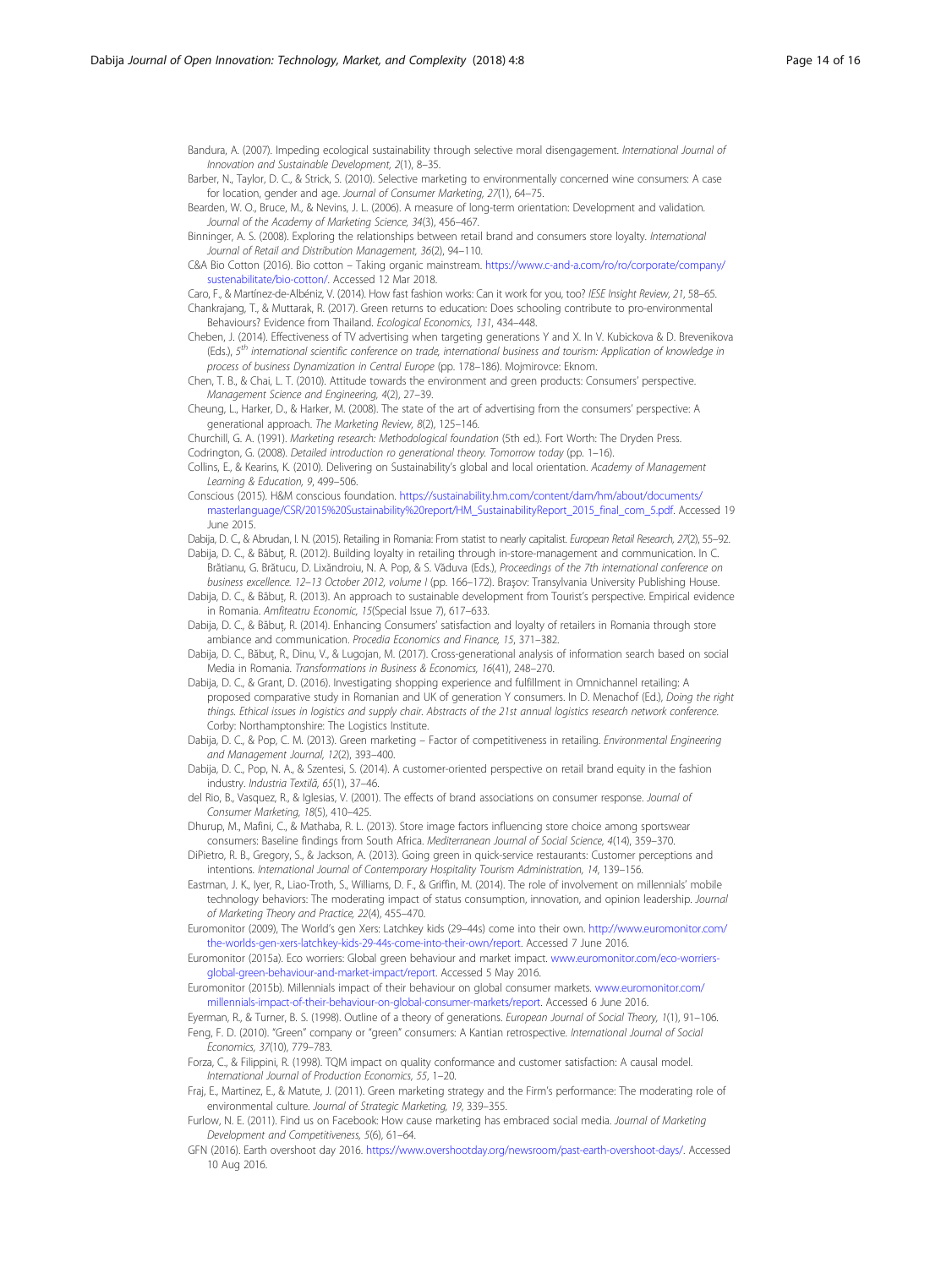Bandura, A. (2007). Impeding ecological sustainability through selective moral disengagement. *International Journal of Innovation and Sustainable Development, 2*(1), 8–35.

Barber, N., Taylor, D. C., & Strick, S. (2010). Selective marketing to environmentally concerned wine consumers: A case for location, gender and age. *Journal of Consumer Marketing, 27*(1), 64–75.

Bearden, W. O., Bruce, M., & Nevins, J. L. (2006). A measure of long-term orientation: Development and validation. *Journal of the Academy of Marketing Science, 34*(3), 456–467.

Binninger, A. S. (2008). Exploring the relationships between retail brand and consumers store loyalty. *International Journal of Retail and Distribution Management, 36*(2), 94–110.

C&A Bio Cotton (2016). Bio cotton – Taking organic mainstream. https://www.c-and-a.com/ro/ro/corporate/company/sustenabilitate/bio-cotton/. Accessed 12 Mar 2018.

Caro, F., & Martínez-de-Albéniz, V. (2014). How fast fashion works: Can it work for you, too? *IESE Insight Review, 21*, 58–65.

Chankrajang, T., & Muttarak, R. (2017). Green returns to education: Does schooling contribute to pro-environmental Behaviours? Evidence from Thailand. *Ecological Economics, 131*, 434–448.

Cheben, J. (2014). Effectiveness of TV advertising when targeting generations Y and X. In V. Kubickova & D. Brevenikova (Eds.), *5th international scientific conference on trade, international business and tourism: Application of knowledge in process of business Dynamization in Central Europe* (pp. 178–186). Mojmirovce: Eknom.

Chen, T. B., & Chai, L. T. (2010). Attitude towards the environment and green products: Consumers' perspective. *Management Science and Engineering, 4*(2), 27–39.

Cheung, L., Harker, D., & Harker, M. (2008). The state of the art of advertising from the consumers' perspective: A generational approach. *The Marketing Review, 8*(2), 125–146.

Churchill, G. A. (1991). *Marketing research: Methodological foundation* (5th ed.). Fort Worth: The Dryden Press.

Codrington, G. (2008). *Detailed introduction ro generational theory. Tomorrow today* (pp. 1–16).

Collins, E., & Kearins, K. (2010). Delivering on Sustainability's global and local orientation. *Academy of Management Learning & Education, 9*, 499–506.

Conscious (2015). H&M conscious foundation. https://sustainability.hm.com/content/dam/hm/about/documents/masterlanguage/CSR/2015%20Sustainability%20report/HM_SustainabilityReport_2015_final_com_5.pdf. Accessed 19 June 2015.

Dabija, D. C., & Abrudan, I. N. (2015). Retailing in Romania: From statist to nearly capitalist. *European Retail Research, 27*(2), 55–92.

Dabija, D. C., & Băbuţ, R. (2012). Building loyalty in retailing through in-store-management and communication. In C. Brătianu, G. Brătucu, D. Lixăndroiu, N. A. Pop, & S. Văduva (Eds.), *Proceedings of the 7th international conference on business excellence. 12–13 October 2012, volume I* (pp. 166–172). Braşov: Transylvania University Publishing House.

Dabija, D. C., & Băbuţ, R. (2013). An approach to sustainable development from Tourist's perspective. Empirical evidence in Romania. *Amfiteatru Economic, 15*(Special Issue 7), 617–633.

Dabija, D. C., & Băbuţ, R. (2014). Enhancing Consumers' satisfaction and loyalty of retailers in Romania through store ambiance and communication. *Procedia Economics and Finance, 15*, 371–382.

Dabija, D. C., Băbuţ, R., Dinu, V., & Lugojan, M. (2017). Cross-generational analysis of information search based on social Media in Romania. *Transformations in Business & Economics, 16*(41), 248–270.

Dabija, D. C., & Grant, D. (2016). Investigating shopping experience and fulfillment in Omnichannel retailing: A proposed comparative study in Romanian and UK of generation Y consumers. In D. Menachof (Ed.), *Doing the right things. Ethical issues in logistics and supply chair. Abstracts of the 21st annual logistics research network conference.* Corby: Northamptonshire: The Logistics Institute.

Dabija, D. C., & Pop, C. M. (2013). Green marketing – Factor of competitiveness in retailing. *Environmental Engineering and Management Journal, 12*(2), 393–400.

Dabija, D. C., Pop, N. A., & Szentesi, S. (2014). A customer-oriented perspective on retail brand equity in the fashion industry. *Industria Textilă, 65*(1), 37–46.

del Rio, B., Vasquez, R., & Iglesias, V. (2001). The effects of brand associations on consumer response. *Journal of Consumer Marketing, 18*(5), 410–425.

Dhurup, M., Mafini, C., & Mathaba, R. L. (2013). Store image factors influencing store choice among sportswear consumers: Baseline findings from South Africa. *Mediterranean Journal of Social Science, 4*(14), 359–370.

DiPietro, R. B., Gregory, S., & Jackson, A. (2013). Going green in quick-service restaurants: Customer perceptions and intentions. *International Journal of Contemporary Hospitality Tourism Administration, 14*, 139–156.

Eastman, J. K., Iyer, R., Liao-Troth, S., Williams, D. F., & Griffin, M. (2014). The role of involvement on millennials' mobile technology behaviors: The moderating impact of status consumption, innovation, and opinion leadership. *Journal of Marketing Theory and Practice, 22*(4), 455–470.

Euromonitor (2009), The World's gen Xers: Latchkey kids (29–44s) come into their own. http://www.euromonitor.com/the-worlds-gen-xers-latchkey-kids-29-44s-come-into-their-own/report. Accessed 7 June 2016.

Euromonitor (2015a). Eco worriers: Global green behaviour and market impact. www.euromonitor.com/eco-worriers-global-green-behaviour-and-market-impact/report. Accessed 5 May 2016.

Euromonitor (2015b). Millennials impact of their behaviour on global consumer markets. www.euromonitor.com/millennials-impact-of-their-behaviour-on-global-consumer-markets/report. Accessed 6 June 2016.

Eyerman, R., & Turner, B. S. (1998). Outline of a theory of generations. *European Journal of Social Theory, 1*(1), 91–106.

Feng, F. D. (2010). "Green" company or "green" consumers: A Kantian retrospective. *International Journal of Social Economics, 37*(10), 779–783.

Forza, C., & Filippini, R. (1998). TQM impact on quality conformance and customer satisfaction: A causal model. *International Journal of Production Economics, 55*, 1–20.

Fraj, E., Martinez, E., & Matute, J. (2011). Green marketing strategy and the Firm's performance: The moderating role of environmental culture. *Journal of Strategic Marketing, 19*, 339–355.

Furlow, N. E. (2011). Find us on Facebook: How cause marketing has embraced social media. *Journal of Marketing Development and Competitiveness, 5*(6), 61–64.

GFN (2016). Earth overshoot day 2016. https://www.overshootday.org/newsroom/past-earth-overshoot-days/. Accessed 10 Aug 2016.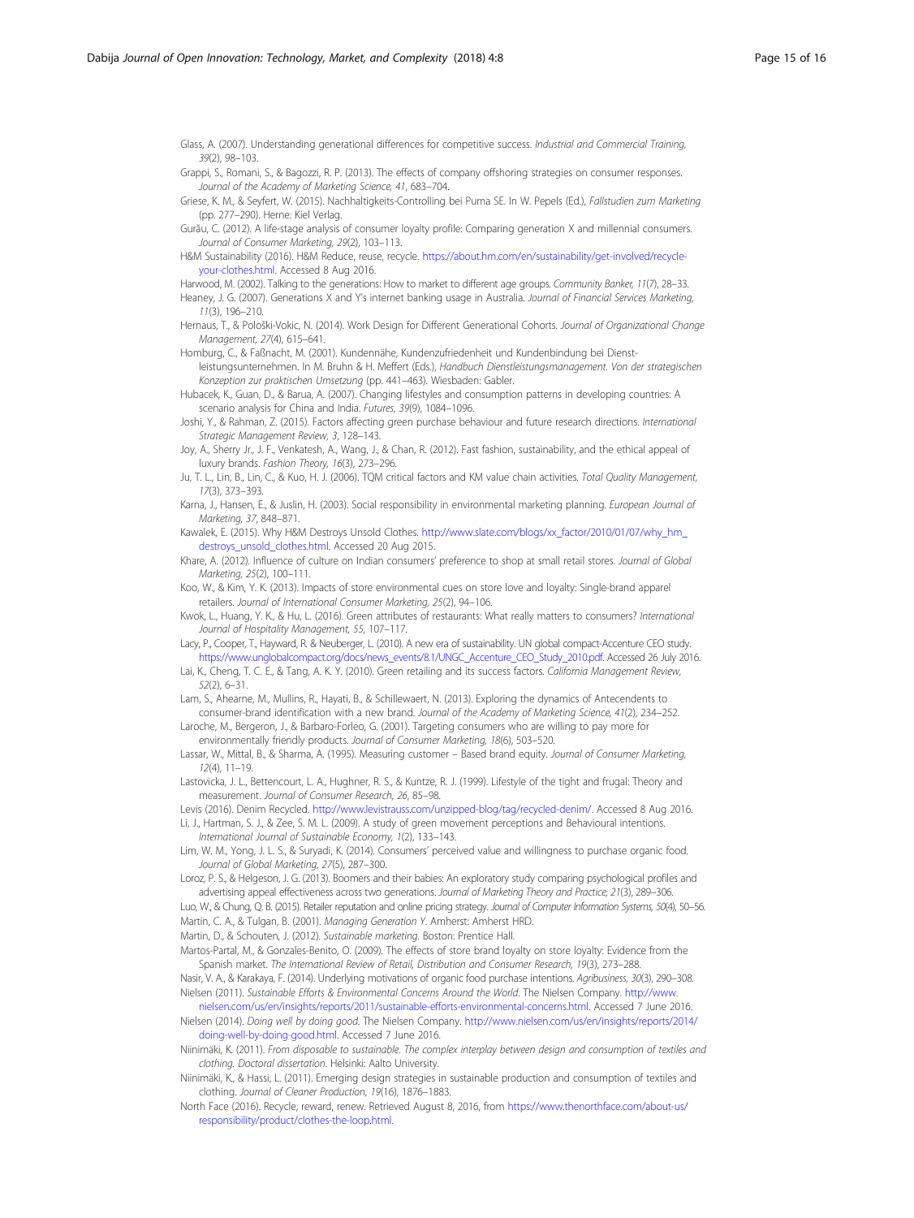Glass, A. (2007). Understanding generational differences for competitive success. *Industrial and Commercial Training, 39*(2), 98–103.

Grappi, S., Romani, S., & Bagozzi, R. P. (2013). The effects of company offshoring strategies on consumer responses. *Journal of the Academy of Marketing Science, 41*, 683–704.

Griese, K. M., & Seyfert, W. (2015). Nachhaltigkeits-Controlling bei Puma SE. In W. Pepels (Ed.), *Fallstudien zum Marketing* (pp. 277–290). Herne: Kiel Verlag.

Gurău, C. (2012). A life-stage analysis of consumer loyalty profile: Comparing generation X and millennial consumers. *Journal of Consumer Marketing, 29*(2), 103–113.

H&M Sustainability (2016). H&M Reduce, reuse, recycle. https://about.hm.com/en/sustainability/get-involved/recycle-your-clothes.html. Accessed 8 Aug 2016.

Harwood, M. (2002). Talking to the generations: How to market to different age groups. *Community Banker, 11*(7), 28–33.

Heaney, J. G. (2007). Generations X and Y's internet banking usage in Australia. *Journal of Financial Services Marketing, 11*(3), 196–210.

Hernaus, T., & Pološki-Vokic, N. (2014). Work Design for Different Generational Cohorts. *Journal of Organizational Change Management, 27*(4), 615–641.

Homburg, C., & Faßnacht, M. (2001). Kundennähe, Kundenzufriedenheit und Kundenbindung bei Dienstleistungsunternehmen. In M. Bruhn & H. Meffert (Eds.), *Handbuch Dienstleistungsmanagement. Von der strategischen Konzeption zur praktischen Umsetzung* (pp. 441–463). Wiesbaden: Gabler.

Hubacek, K., Guan, D., & Barua, A. (2007). Changing lifestyles and consumption patterns in developing countries: A scenario analysis for China and India. *Futures, 39*(9), 1084–1096.

Joshi, Y., & Rahman, Z. (2015). Factors affecting green purchase behaviour and future research directions. *International Strategic Management Review, 3*, 128–143.

Joy, A., Sherry Jr., J. F., Venkatesh, A., Wang, J., & Chan, R. (2012). Fast fashion, sustainability, and the ethical appeal of luxury brands. *Fashion Theory, 16*(3), 273–296.

Ju, T. L., Lin, B., Lin, C., & Kuo, H. J. (2006). TQM critical factors and KM value chain activities. *Total Quality Management, 17*(3), 373–393.

Karna, J., Hansen, E., & Juslin, H. (2003). Social responsibility in environmental marketing planning. *European Journal of Marketing, 37*, 848–871.

Kawalek, E. (2015). Why H&M Destroys Unsold Clothes. http://www.slate.com/blogs/xx_factor/2010/01/07/why_hm_destroys_unsold_clothes.html. Accessed 20 Aug 2015.

Khare, A. (2012). Influence of culture on Indian consumers' preference to shop at small retail stores. *Journal of Global Marketing, 25*(2), 100–111.

Koo, W., & Kim, Y. K. (2013). Impacts of store environmental cues on store love and loyalty: Single-brand apparel retailers. *Journal of International Consumer Marketing, 25*(2), 94–106.

Kwok, L., Huang, Y. K., & Hu, L. (2016). Green attributes of restaurants: What really matters to consumers? *International Journal of Hospitality Management, 55*, 107–117.

Lacy, P., Cooper, T., Hayward, R. & Neuberger, L. (2010). A new era of sustainability. UN global compact-Accenture CEO study. https://www.unglobalcompact.org/docs/news_events/8.1/UNGC_Accenture_CEO_Study_2010.pdf. Accessed 26 July 2016.

Lai, K., Cheng, T. C. E., & Tang, A. K. Y. (2010). Green retailing and its success factors. *California Management Review, 52*(2), 6–31.

Lam, S., Ahearne, M., Mullins, R., Hayati, B., & Schillewaert, N. (2013). Exploring the dynamics of Antecendents to consumer-brand identification with a new brand. *Journal of the Academy of Marketing Science, 41*(2), 234–252.

Laroche, M., Bergeron, J., & Barbaro-Forleo, G. (2001). Targeting consumers who are willing to pay more for environmentally friendly products. *Journal of Consumer Marketing, 18*(6), 503–520.

Lassar, W., Mittal, B., & Sharma, A. (1995). Measuring customer – Based brand equity. *Journal of Consumer Marketing, 12*(4), 11–19.

Lastovicka, J. L., Bettencourt, L. A., Hughner, R. S., & Kuntze, R. J. (1999). Lifestyle of the tight and frugal: Theory and measurement. *Journal of Consumer Research, 26*, 85–98.

Levis (2016). Denim Recycled. http://www.levistrauss.com/unzipped-blog/tag/recycled-denim/. Accessed 8 Aug 2016.

Li, J., Hartman, S. J., & Zee, S. M. L. (2009). A study of green movement perceptions and Behavioural intentions. *International Journal of Sustainable Economy, 1*(2), 133–143.

Lim, W. M., Yong, J. L. S., & Suryadi, K. (2014). Consumers' perceived value and willingness to purchase organic food. *Journal of Global Marketing, 27*(5), 287–300.

Loroz, P. S., & Helgeson, J. G. (2013). Boomers and their babies: An exploratory study comparing psychological profiles and advertising appeal effectiveness across two generations. *Journal of Marketing Theory and Practice, 21*(3), 289–306.

Luo, W., & Chung, Q. B. (2015). Retailer reputation and online pricing strategy. *Journal of Computer Information Systems, 50*(4), 50–56.

Martin, C. A., & Tulgan, B. (2001). *Managing Generation Y*. Amherst: Amherst HRD.

Martin, D., & Schouten, J. (2012). *Sustainable marketing*. Boston: Prentice Hall.

Martos-Partal, M., & Gonzales-Benito, O. (2009). The effects of store brand loyalty on store loyalty: Evidence from the Spanish market. *The International Review of Retail, Distribution and Consumer Research, 19*(3), 273–288.

Nasir, V. A., & Karakaya, F. (2014). Underlying motivations of organic food purchase intentions. *Agribusiness, 30*(3), 290–308.

Nielsen (2011). *Sustainable Efforts & Environmental Concerns Around the World*. The Nielsen Company. http://www.nielsen.com/us/en/insights/reports/2011/sustainable-efforts-environmental-concerns.html. Accessed 7 June 2016.

Nielsen (2014). *Doing well by doing good*. The Nielsen Company. http://www.nielsen.com/us/en/insights/reports/2014/doing-well-by-doing-good.html. Accessed 7 June 2016.

Niinimäki, K. (2011). *From disposable to sustainable. The complex interplay between design and consumption of textiles and clothing. Doctoral dissertation*. Helsinki: Aalto University.

Niinimäki, K., & Hassi, L. (2011). Emerging design strategies in sustainable production and consumption of textiles and clothing. *Journal of Cleaner Production, 19*(16), 1876–1883.

North Face (2016). Recycle, reward, renew. Retrieved August 8, 2016, from https://www.thenorthface.com/about-us/responsibility/product/clothes-the-loop.html.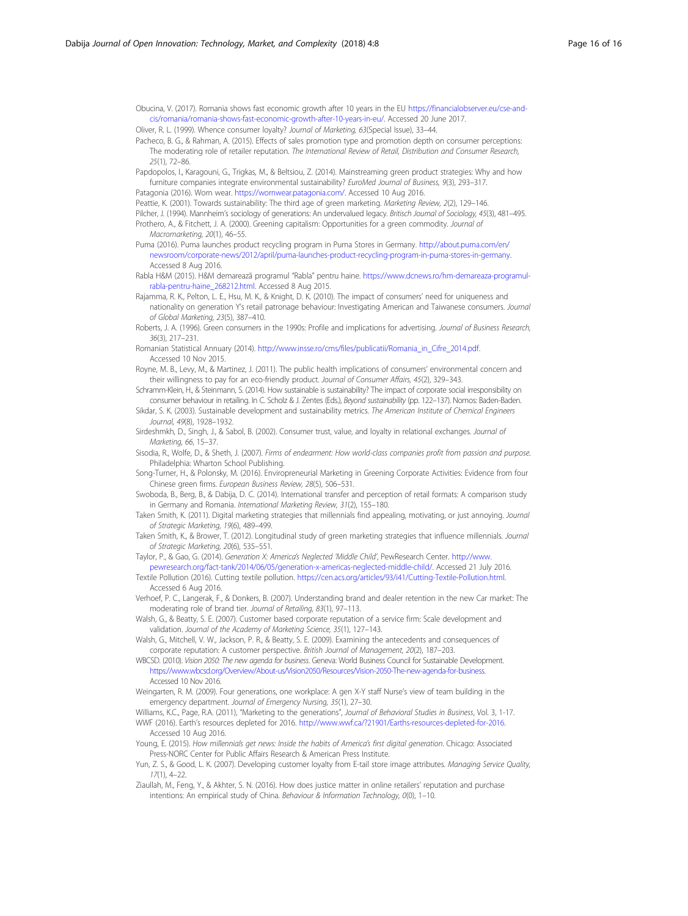Obucina, V. (2017). Romania shows fast economic growth after 10 years in the EU https://financialobserver.eu/cse-and-cis/romania/romania-shows-fast-economic-growth-after-10-years-in-eu/. Accessed 20 June 2017.

Oliver, R. L. (1999). Whence consumer loyalty? *Journal of Marketing, 63*(Special Issue), 33–44.

Pacheco, B. G., & Rahman, A. (2015). Effects of sales promotion type and promotion depth on consumer perceptions: The moderating role of retailer reputation. *The International Review of Retail, Distribution and Consumer Research, 25*(1), 72–86.

Papdopolos, I., Karagouni, G., Trigkas, M., & Beltsiou, Z. (2014). Mainstreaming green product strategies: Why and how furniture companies integrate environmental sustainability? *EuroMed Journal of Business, 9*(3), 293–317.

Patagonia (2016). Worn wear. https://wornwear.patagonia.com/. Accessed 10 Aug 2016.

Peattie, K. (2001). Towards sustainability: The third age of green marketing. *Marketing Review, 2*(2), 129–146.

Pilcher, J. (1994). Mannheim's sociology of generations: An undervalued legacy. *Britisch Journal of Sociology, 45*(3), 481–495.

Prothero, A., & Fitchett, J. A. (2000). Greening capitalism: Opportunities for a green commodity. *Journal of Macromarketing, 20*(1), 46–55.

Puma (2016). Puma launches product recycling program in Puma Stores in Germany. http://about.puma.com/en/newsroom/corporate-news/2012/april/puma-launches-product-recycling-program-in-puma-stores-in-germany. Accessed 8 Aug 2016.

Rabla H&M (2015). H&M demarează programul "Rabla" pentru haine. https://www.dcnews.ro/hm-demareaza-programul-rabla-pentru-haine_268212.html. Accessed 8 Aug 2015.

Rajamma, R. K., Pelton, L. E., Hsu, M. K., & Knight, D. K. (2010). The impact of consumers' need for uniqueness and nationality on generation Y's retail patronage behaviour: Investigating American and Taiwanese consumers. *Journal of Global Marketing, 23*(5), 387–410.

Roberts, J. A. (1996). Green consumers in the 1990s: Profile and implications for advertising. *Journal of Business Research, 36*(3), 217–231.

Romanian Statistical Annuary (2014). http://www.insse.ro/cms/files/publicatii/Romania_in_Cifre_2014.pdf. Accessed 10 Nov 2015.

Royne, M. B., Levy, M., & Martinez, J. (2011). The public health implications of consumers' environmental concern and their willingness to pay for an eco-friendly product. *Journal of Consumer Affairs, 45*(2), 329–343.

Schramm-Klein, H., & Steinmann, S. (2014). How sustainable is sustainability? The impact of corporate social irresponsibility on consumer behaviour in retailing. In C. Scholz & J. Zentes (Eds.), *Beyond sustainability* (pp. 122–137). Nomos: Baden-Baden.

Sikdar, S. K. (2003). Sustainable development and sustainability metrics. *The American Institute of Chemical Engineers Journal, 49*(8), 1928–1932.

Sirdeshmkh, D., Singh, J., & Sabol, B. (2002). Consumer trust, value, and loyalty in relational exchanges. *Journal of Marketing, 66*, 15–37.

Sisodia, R., Wolfe, D., & Sheth, J. (2007). *Firms of endearment: How world-class companies profit from passion and purpose*. Philadelphia: Wharton School Publishing.

Song-Turner, H., & Polonsky, M. (2016). Enviropreneurial Marketing in Greening Corporate Activities: Evidence from four Chinese green firms. *European Business Review, 28*(5), 506–531.

Swoboda, B., Berg, B., & Dabija, D. C. (2014). International transfer and perception of retail formats: A comparison study in Germany and Romania. *International Marketing Review, 31*(2), 155–180.

Taken Smith, K. (2011). Digital marketing strategies that millennials find appealing, motivating, or just annoying. *Journal of Strategic Marketing, 19*(6), 489–499.

Taken Smith, K., & Brower, T. (2012). Longitudinal study of green marketing strategies that influence millennials. *Journal of Strategic Marketing, 20*(6), 535–551.

Taylor, P., & Gao, G. (2014). *Generation X: America's Neglected 'Middle Child'*, PewResearch Center. http://www.pewresearch.org/fact-tank/2014/06/05/generation-x-americas-neglected-middle-child/. Accessed 21 July 2016.

Textile Pollution (2016). Cutting textile pollution. https://cen.acs.org/articles/93/i41/Cutting-Textile-Pollution.html. Accessed 6 Aug 2016.

Verhoef, P. C., Langerak, F., & Donkers, B. (2007). Understanding brand and dealer retention in the new Car market: The moderating role of brand tier. *Journal of Retailing, 83*(1), 97–113.

Walsh, G., & Beatty, S. E. (2007). Customer based corporate reputation of a service firm: Scale development and validation. *Journal of the Academy of Marketing Science, 35*(1), 127–143.

Walsh, G., Mitchell, V. W., Jackson, P. R., & Beatty, S. E. (2009). Examining the antecedents and consequences of corporate reputation: A customer perspective. *British Journal of Management, 20*(2), 187–203.

WBCSD. (2010). *Vision 2050: The new agenda for business*. Geneva: World Business Council for Sustainable Development. https://www.wbcsd.org/Overview/About-us/Vision2050/Resources/Vision-2050-The-new-agenda-for-business. Accessed 10 Nov 2016.

Weingarten, R. M. (2009). Four generations, one workplace: A gen X-Y staff Nurse's view of team building in the emergency department. *Journal of Emergency Nursing, 35*(1), 27–30.

Williams, K.C., Page, R.A. (2011), "Marketing to the generations", *Journal of Behavioral Studies in Business*, Vol. 3, 1-17.

WWF (2016). Earth's resources depleted for 2016. http://www.wwf.ca/?21901/Earths-resources-depleted-for-2016. Accessed 10 Aug 2016.

Young, E. (2015). *How millennials get news: Inside the habits of America's first digital generation*. Chicago: Associated Press-NORC Center for Public Affairs Research & American Press Institute.

Yun, Z. S., & Good, L. K. (2007). Developing customer loyalty from E-tail store image attributes. *Managing Service Quality, 17*(1), 4–22.

Ziaullah, M., Feng, Y., & Akhter, S. N. (2016). How does justice matter in online retailers' reputation and purchase intentions: An empirical study of China. *Behaviour & Information Technology, 0*(0), 1–10.